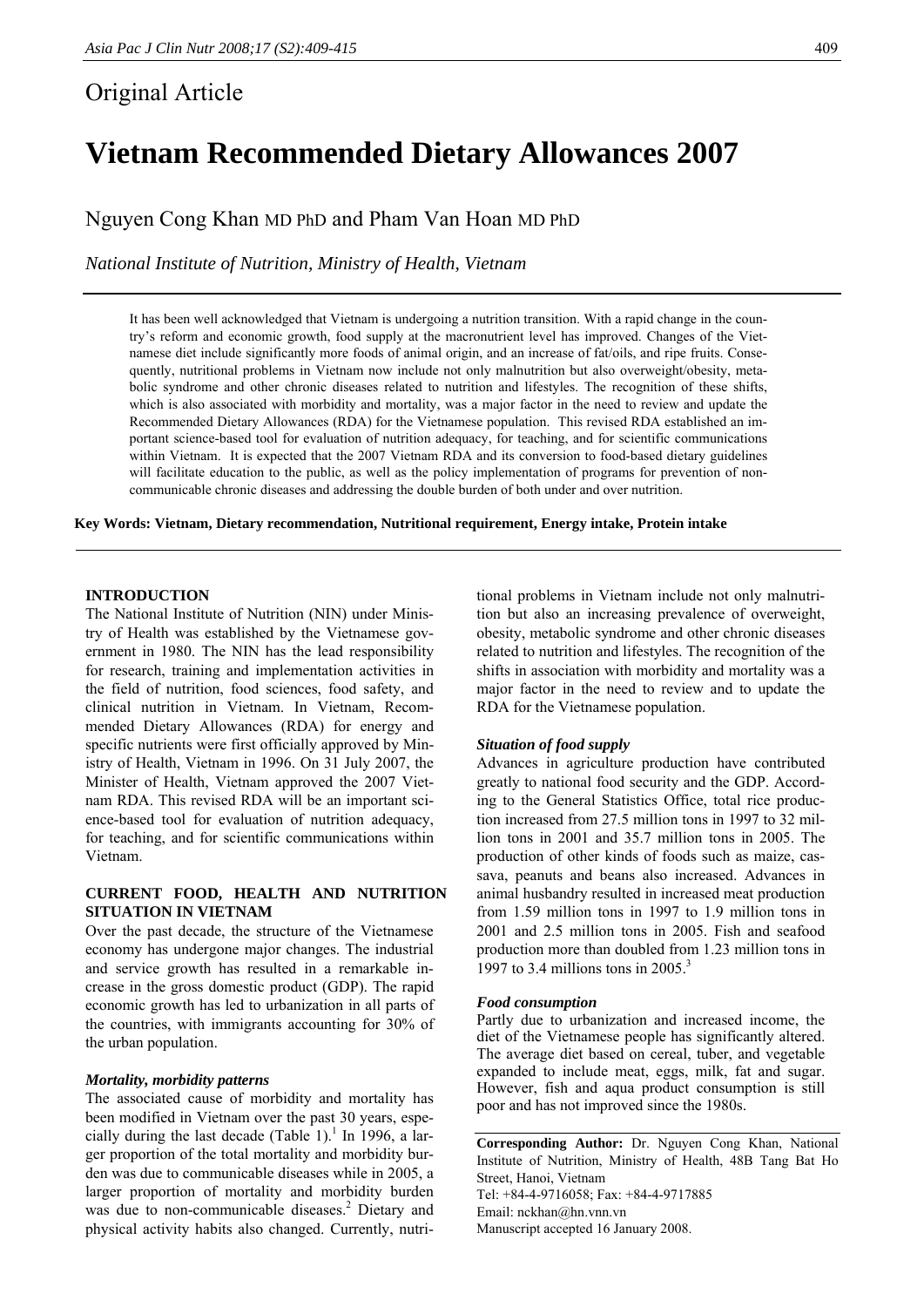## Original Article

# Vietnam Recommended Dietary Allowances 2007

Nguyen Cong Khan MD PhD and Pham Van Hoan MD PhD

*National Institute of Nutrition, Ministry of Health, Vietnam*

It has been well acknowledged that Vietnam is undergoing a nutrition transition. With a rapid change in the country's reform and economic growth, food supply at the macronutrient level has improved. Changes of the Vietnamese diet include significantly more foods of animal origin, and an increase of fat/oils, and ripe fruits. Consequently, nutritional problems in Vietnam now include not only malnutrition but also overweight/obesity, metabolic syndrome and other chronic diseases related to nutrition and lifestyles. The recognition of these shifts, which is also associated with morbidity and mortality, was a major factor in the need to review and update the Recommended Dietary Allowances (RDA) for the Vietnamese population. This revised RDA established an important science-based tool for evaluation of nutrition adequacy, for teaching, and for scientific communications within Vietnam. It is expected that the 2007 Vietnam RDA and its conversion to food-based dietary guidelines will facilitate education to the public, as well as the policy implementation of programs for prevention of non-communicable chronic diseases and addressing the double burden of both under and over nutrition.

**Key Words: Vietnam, Dietary recommendation, Nutritional requirement, Energy intake, Protein intake**

## INTRODUCTION

The National Institute of Nutrition (NIN) under Ministry of Health was established by the Vietnamese government in 1980. The NIN has the lead responsibility for research, training and implementation activities in the field of nutrition, food sciences, food safety, and clinical nutrition in Vietnam. In Vietnam, Recommended Dietary Allowances (RDA) for energy and specific nutrients were first officially approved by Ministry of Health, Vietnam in 1996. On 31 July 2007, the Minister of Health, Vietnam approved the 2007 Vietnam RDA. This revised RDA will be an important science-based tool for evaluation of nutrition adequacy, for teaching, and for scientific communications within Vietnam.

## CURRENT FOOD, HEALTH AND NUTRITION SITUATION IN VIETNAM

Over the past decade, the structure of the Vietnamese economy has undergone major changes. The industrial and service growth has resulted in a remarkable increase in the gross domestic product (GDP). The rapid economic growth has led to urbanization in all parts of the countries, with immigrants accounting for 30% of the urban population.

### *Mortality, morbidity patterns*

The associated cause of morbidity and mortality has been modified in Vietnam over the past 30 years, especially during the last decade (Table 1).[1] In 1996, a larger proportion of the total mortality and morbidity burden was due to communicable diseases while in 2005, a larger proportion of mortality and morbidity burden was due to non-communicable diseases.[2] Dietary and physical activity habits also changed. Currently, nutritional problems in Vietnam include not only malnutrition but also an increasing prevalence of overweight, obesity, metabolic syndrome and other chronic diseases related to nutrition and lifestyles. The recognition of the shifts in association with morbidity and mortality was a major factor in the need to review and to update the RDA for the Vietnamese population.

### *Situation of food supply*

Advances in agriculture production have contributed greatly to national food security and the GDP. According to the General Statistics Office, total rice production increased from 27.5 million tons in 1997 to 32 million tons in 2001 and 35.7 million tons in 2005. The production of other kinds of foods such as maize, cassava, peanuts and beans also increased. Advances in animal husbandry resulted in increased meat production from 1.59 million tons in 1997 to 1.9 million tons in 2001 and 2.5 million tons in 2005. Fish and seafood production more than doubled from 1.23 million tons in 1997 to 3.4 millions tons in 2005.[3]

### *Food consumption*

Partly due to urbanization and increased income, the diet of the Vietnamese people has significantly altered. The average diet based on cereal, tuber, and vegetable expanded to include meat, eggs, milk, fat and sugar. However, fish and aqua product consumption is still poor and has not improved since the 1980s.

**Corresponding Author:** Dr. Nguyen Cong Khan, National Institute of Nutrition, Ministry of Health, 48B Tang Bat Ho Street, Hanoi, Vietnam
Tel: +84-4-9716058; Fax: +84-4-9717885
Email: nckhan@hn.vnn.vn
Manuscript accepted 16 January 2008.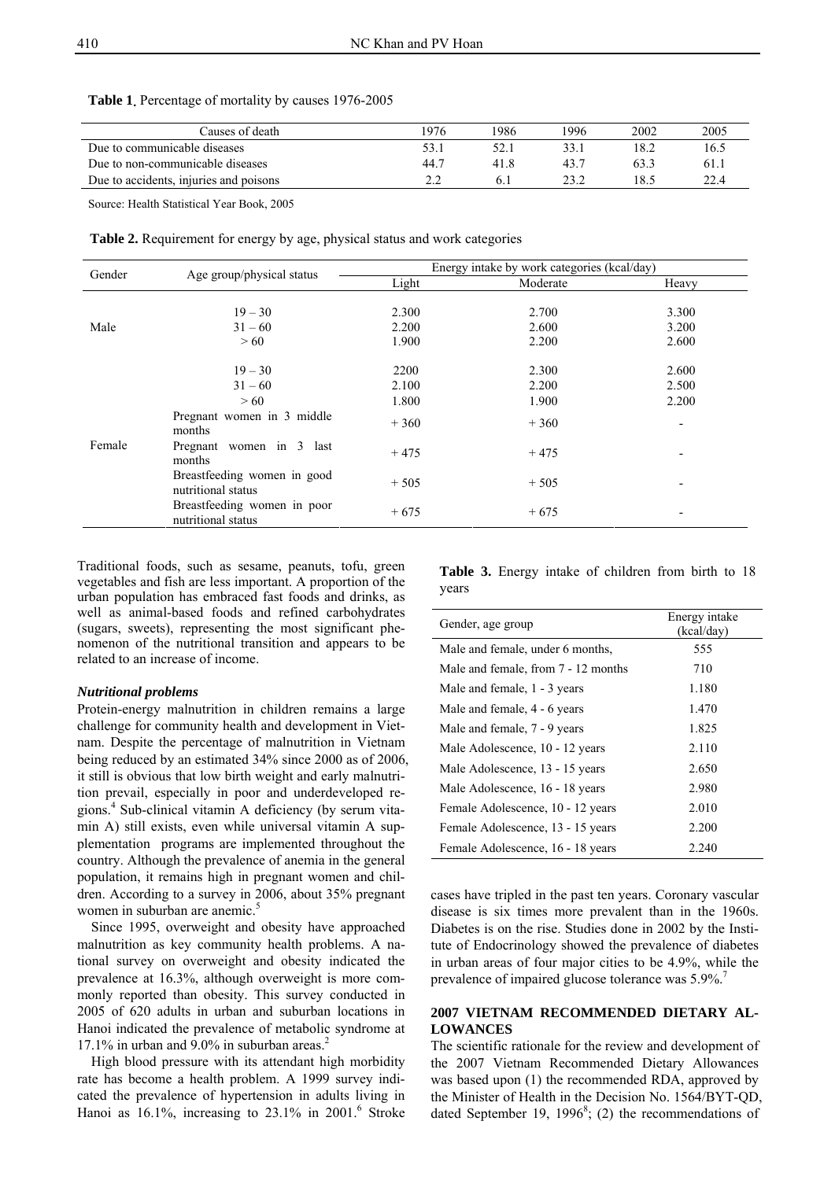**Table 1.** Percentage of mortality by causes 1976-2005

| Causes of death | 1976 | 1986 | 1996 | 2002 | 2005 |
|---|---|---|---|---|---|
| Due to communicable diseases | 53.1 | 52.1 | 33.1 | 18.2 | 16.5 |
| Due to non-communicable diseases | 44.7 | 41.8 | 43.7 | 63.3 | 61.1 |
| Due to accidents, injuries and poisons | 2.2 | 6.1 | 23.2 | 18.5 | 22.4 |

Source: Health Statistical Year Book, 2005

**Table 2.** Requirement for energy by age, physical status and work categories

| Gender | Age group/physical status | Energy intake by work categories (kcal/day) | | |
|---|---|---|---|---|
| | | Light | Moderate | Heavy |
| Male | 19 – 30 | 2.300 | 2.700 | 3.300 |
| | 31 – 60 | 2.200 | 2.600 | 3.200 |
| | > 60 | 1.900 | 2.200 | 2.600 |
| Female | 19 – 30 | 2200 | 2.300 | 2.600 |
| | 31 – 60 | 2.100 | 2.200 | 2.500 |
| | > 60 | 1.800 | 1.900 | 2.200 |
| | Pregnant women in 3 middle months | + 360 | + 360 | - |
| | Pregnant women in 3 last months | + 475 | + 475 | - |
| | Breastfeeding women in good nutritional status | + 505 | + 505 | - |
| | Breastfeeding women in poor nutritional status | + 675 | + 675 | - |

Traditional foods, such as sesame, peanuts, tofu, green vegetables and fish are less important. A proportion of the urban population has embraced fast foods and drinks, as well as animal-based foods and refined carbohydrates (sugars, sweets), representing the most significant phenomenon of the nutritional transition and appears to be related to an increase of income.

### *Nutritional problems*

Protein-energy malnutrition in children remains a large challenge for community health and development in Vietnam. Despite the percentage of malnutrition in Vietnam being reduced by an estimated 34% since 2000 as of 2006, it still is obvious that low birth weight and early malnutrition prevail, especially in poor and underdeveloped regions.[4] Sub-clinical vitamin A deficiency (by serum vitamin A) still exists, even while universal vitamin A supplementation programs are implemented throughout the country. Although the prevalence of anemia in the general population, it remains high in pregnant women and children. According to a survey in 2006, about 35% pregnant women in suburban are anemic.[5]

Since 1995, overweight and obesity have approached malnutrition as key community health problems. A national survey on overweight and obesity indicated the prevalence at 16.3%, although overweight is more commonly reported than obesity. This survey conducted in 2005 of 620 adults in urban and suburban locations in Hanoi indicated the prevalence of metabolic syndrome at 17.1% in urban and 9.0% in suburban areas.[2]

High blood pressure with its attendant high morbidity rate has become a health problem. A 1999 survey indicated the prevalence of hypertension in adults living in Hanoi as 16.1%, increasing to 23.1% in 2001.[6] Stroke cases have tripled in the past ten years. Coronary vascular disease is six times more prevalent than in the 1960s. Diabetes is on the rise. Studies done in 2002 by the Institute of Endocrinology showed the prevalence of diabetes in urban areas of four major cities to be 4.9%, while the prevalence of impaired glucose tolerance was 5.9%.[7]

**Table 3.** Energy intake of children from birth to 18 years

| Gender, age group | Energy intake (kcal/day) |
|---|---|
| Male and female, under 6 months, | 555 |
| Male and female, from 7 - 12 months | 710 |
| Male and female, 1 - 3 years | 1.180 |
| Male and female, 4 - 6 years | 1.470 |
| Male and female, 7 - 9 years | 1.825 |
| Male Adolescence, 10 - 12 years | 2.110 |
| Male Adolescence, 13 - 15 years | 2.650 |
| Male Adolescence, 16 - 18 years | 2.980 |
| Female Adolescence, 10 - 12 years | 2.010 |
| Female Adolescence, 13 - 15 years | 2.200 |
| Female Adolescence, 16 - 18 years | 2.240 |

## 2007 VIETNAM RECOMMENDED DIETARY ALLOWANCES

The scientific rationale for the review and development of the 2007 Vietnam Recommended Dietary Allowances was based upon (1) the recommended RDA, approved by the Minister of Health in the Decision No. 1564/BYT-QD, dated September 19, 1996[8]; (2) the recommendations of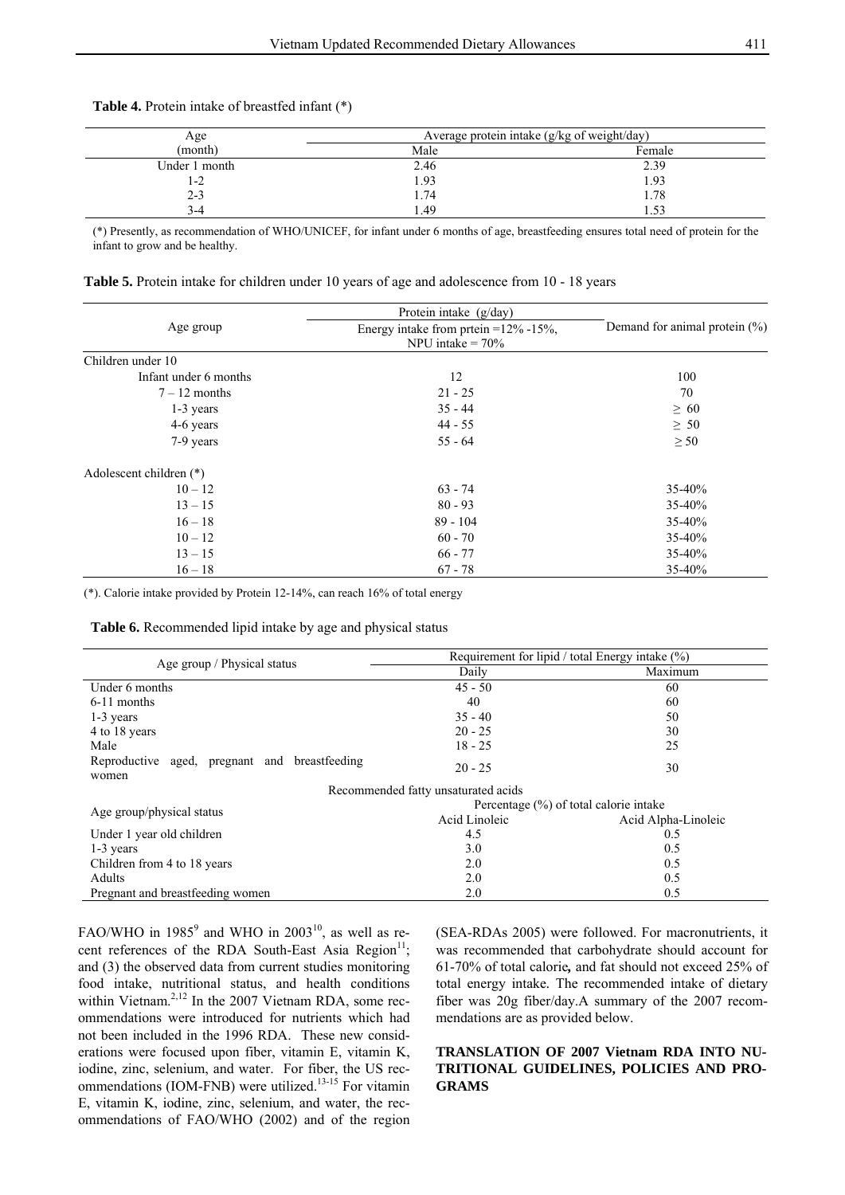**Table 4.** Protein intake of breastfed infant (*)

| Age (month) | Average protein intake (g/kg of weight/day) | |
|---|---|---|
| | Male | Female |
| Under 1 month | 2.46 | 2.39 |
| 1-2 | 1.93 | 1.93 |
| 2-3 | 1.74 | 1.78 |
| 3-4 | 1.49 | 1.53 |

(*) Presently, as recommendation of WHO/UNICEF, for infant under 6 months of age, breastfeeding ensures total need of protein for the infant to grow and be healthy.

**Table 5.** Protein intake for children under 10 years of age and adolescence from 10 - 18 years

| Age group | Protein intake (g/day) Energy intake from prtein =12% -15%, NPU intake = 70% | Demand for animal protein (%) |
|---|---|---|
| Children under 10 | | |
| Infant under 6 months | 12 | 100 |
| 7 – 12 months | 21 - 25 | 70 |
| 1-3 years | 35 - 44 | ≥ 60 |
| 4-6 years | 44 - 55 | ≥ 50 |
| 7-9 years | 55 - 64 | ≥ 50 |
| Adolescent children (*) | | |
| 10 – 12 | 63 - 74 | 35-40% |
| 13 – 15 | 80 - 93 | 35-40% |
| 16 – 18 | 89 - 104 | 35-40% |
| 10 – 12 | 60 - 70 | 35-40% |
| 13 – 15 | 66 - 77 | 35-40% |
| 16 – 18 | 67 - 78 | 35-40% |

(*). Calorie intake provided by Protein 12-14%, can reach 16% of total energy

**Table 6.** Recommended lipid intake by age and physical status

| Age group / Physical status | Requirement for lipid / total Energy intake (%) | |
|---|---|---|
| | Daily | Maximum |
| Under 6 months | 45 - 50 | 60 |
| 6-11 months | 40 | 60 |
| 1-3 years | 35 - 40 | 50 |
| 4 to 18 years | 20 - 25 | 30 |
| Male | 18 - 25 | 25 |
| Reproductive aged, pregnant and breastfeeding women | 20 - 25 | 30 |
| Recommended fatty unsaturated acids | | |
| Age group/physical status | Percentage (%) of total calorie intake | |
| | Acid Linoleic | Acid Alpha-Linoleic |
| Under 1 year old children | 4.5 | 0.5 |
| 1-3 years | 3.0 | 0.5 |
| Children from 4 to 18 years | 2.0 | 0.5 |
| Adults | 2.0 | 0.5 |
| Pregnant and breastfeeding women | 2.0 | 0.5 |

FAO/WHO in 1985[9] and WHO in 2003[10], as well as recent references of the RDA South-East Asia Region[11]; and (3) the observed data from current studies monitoring food intake, nutritional status, and health conditions within Vietnam.[2,12] In the 2007 Vietnam RDA, some recommendations were introduced for nutrients which had not been included in the 1996 RDA. These new considerations were focused upon fiber, vitamin E, vitamin K, iodine, zinc, selenium, and water. For fiber, the US recommendations (IOM-FNB) were utilized.[13-15] For vitamin E, vitamin K, iodine, zinc, selenium, and water, the recommendations of FAO/WHO (2002) and of the region (SEA-RDAs 2005) were followed. For macronutrients, it was recommended that carbohydrate should account for 61-70% of total calorie**,** and fat should not exceed 25% of total energy intake. The recommended intake of dietary fiber was 20g fiber/day.A summary of the 2007 recommendations are as provided below.

## TRANSLATION OF 2007 Vietnam RDA INTO NUTRITIONAL GUIDELINES, POLICIES AND PROGRAMS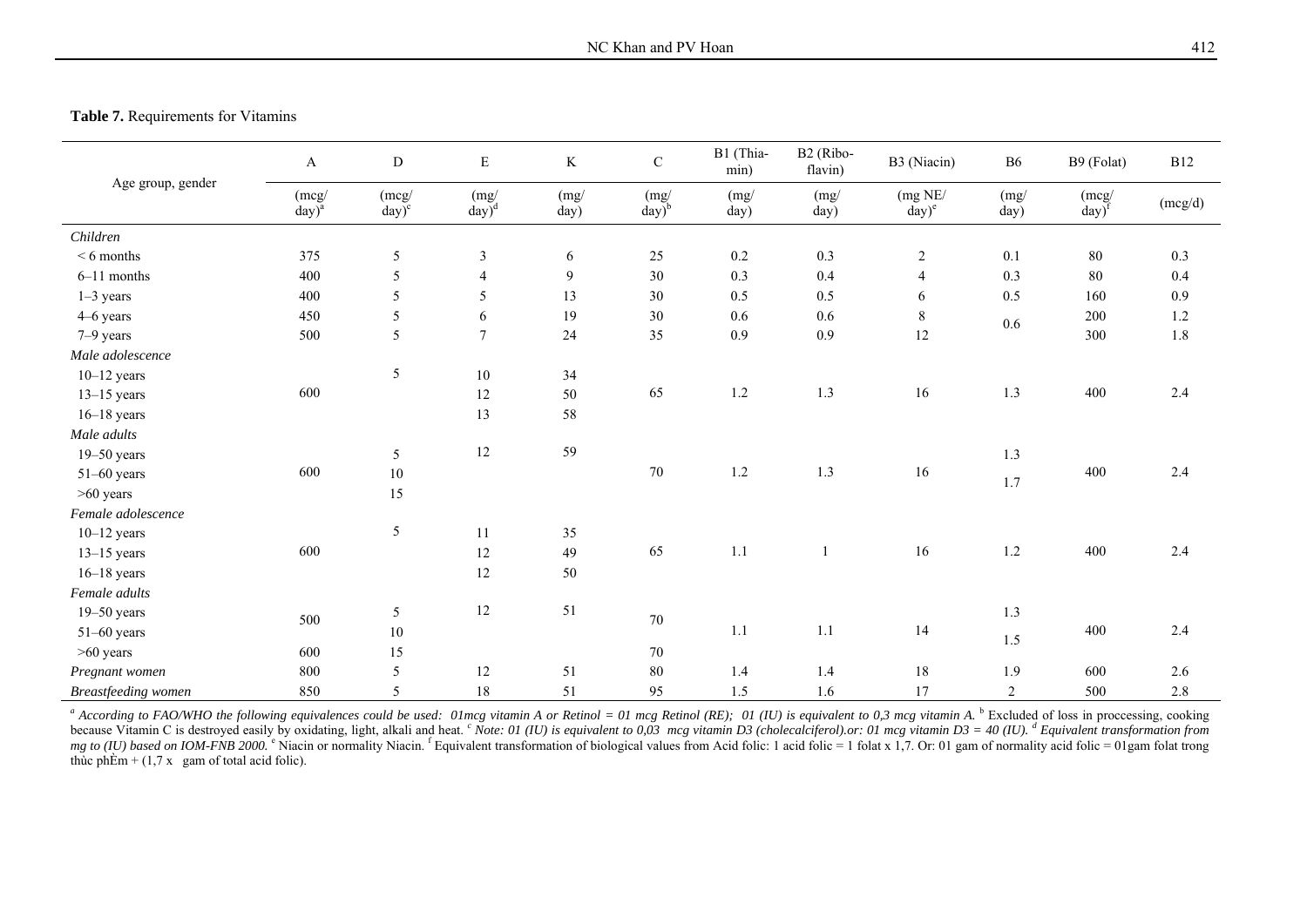**Table 7.** Requirements for Vitamins

| Age group, gender | A | D | E | K | C | B1 (Thiamin) | B2 (Riboflavin) | B3 (Niacin) | B6 | B9 (Folat) | B12 |
|---|---|---|---|---|---|---|---|---|---|---|---|
| | (mcg/day)[a] | (mcg/day)[c] | (mg/day)[d] | (mg/day) | (mg/day)[b] | (mg/day) | (mg/day) | (mg NE/day)[e] | (mg/day) | (mcg/day)[f] | (mcg/d) |
| *Children* | | | | | | | | | | | |
| < 6 months | 375 | 5 | 3 | 6 | 25 | 0.2 | 0.3 | 2 | 0.1 | 80 | 0.3 |
| 6–11 months | 400 | 5 | 4 | 9 | 30 | 0.3 | 0.4 | 4 | 0.3 | 80 | 0.4 |
| 1–3 years | 400 | 5 | 5 | 13 | 30 | 0.5 | 0.5 | 6 | 0.5 | 160 | 0.9 |
| 4–6 years | 450 | 5 | 6 | 19 | 30 | 0.6 | 0.6 | 8 | 0.6 | 200 | 1.2 |
| 7–9 years | 500 | 5 | 7 | 24 | 35 | 0.9 | 0.9 | 12 | | 300 | 1.8 |
| *Male adolescence* | | | | | | | | | | | |
| 10–12 years | | 5 | 10 | 34 | | | | | | | |
| 13–15 years | 600 | | 12 | 50 | 65 | 1.2 | 1.3 | 16 | 1.3 | 400 | 2.4 |
| 16–18 years | | | 13 | 58 | | | | | | | |
| *Male adults* | | | | | | | | | | | |
| 19–50 years | | 5 | 12 | 59 | | | | | 1.3 | | |
| 51–60 years | 600 | 10 | | | 70 | 1.2 | 1.3 | 16 | 1.7 | 400 | 2.4 |
| >60 years | | 15 | | | | | | | | | |
| *Female adolescence* | | | | | | | | | | | |
| 10–12 years | | 5 | 11 | 35 | | | | | | | |
| 13–15 years | 600 | | 12 | 49 | 65 | 1.1 | 1 | 16 | 1.2 | 400 | 2.4 |
| 16–18 years | | | 12 | 50 | | | | | | | |
| *Female adults* | | | | | | | | | | | |
| 19–50 years | 500 | 5 | 12 | 51 | 70 | | | | 1.3 | | |
| 51–60 years | | 10 | | | | 1.1 | 1.1 | 14 | 1.5 | 400 | 2.4 |
| >60 years | 600 | 15 | | | 70 | | | | | | |
| *Pregnant women* | 800 | 5 | 12 | 51 | 80 | 1.4 | 1.4 | 18 | 1.9 | 600 | 2.6 |
| *Breastfeeding women* | 850 | 5 | 18 | 51 | 95 | 1.5 | 1.6 | 17 | 2 | 500 | 2.8 |

[a] *According to FAO/WHO the following equivalences could be used: 01mcg vitamin A or Retinol = 01 mcg Retinol (RE); 01 (IU) is equivalent to 0,3 mcg vitamin A.* [b] Excluded of loss in proccessing, cooking because Vitamin C is destroyed easily by oxidating, light, alkali and heat. [c] *Note: 01 (IU) is equivalent to 0,03 mcg vitamin D3 (cholecalciferol).or: 01 mcg vitamin D3 = 40 (IU).* [d] *Equivalent transformation from mg to (IU) based on IOM-FNB 2000.* [e] Niacin or normality Niacin. [f] Equivalent transformation of biological values from Acid folic: 1 acid folic = 1 folat x 1,7. Or: 01 gam of normality acid folic = 01gam folat trong thùc phÈm + (1,7 x gam of total acid folic).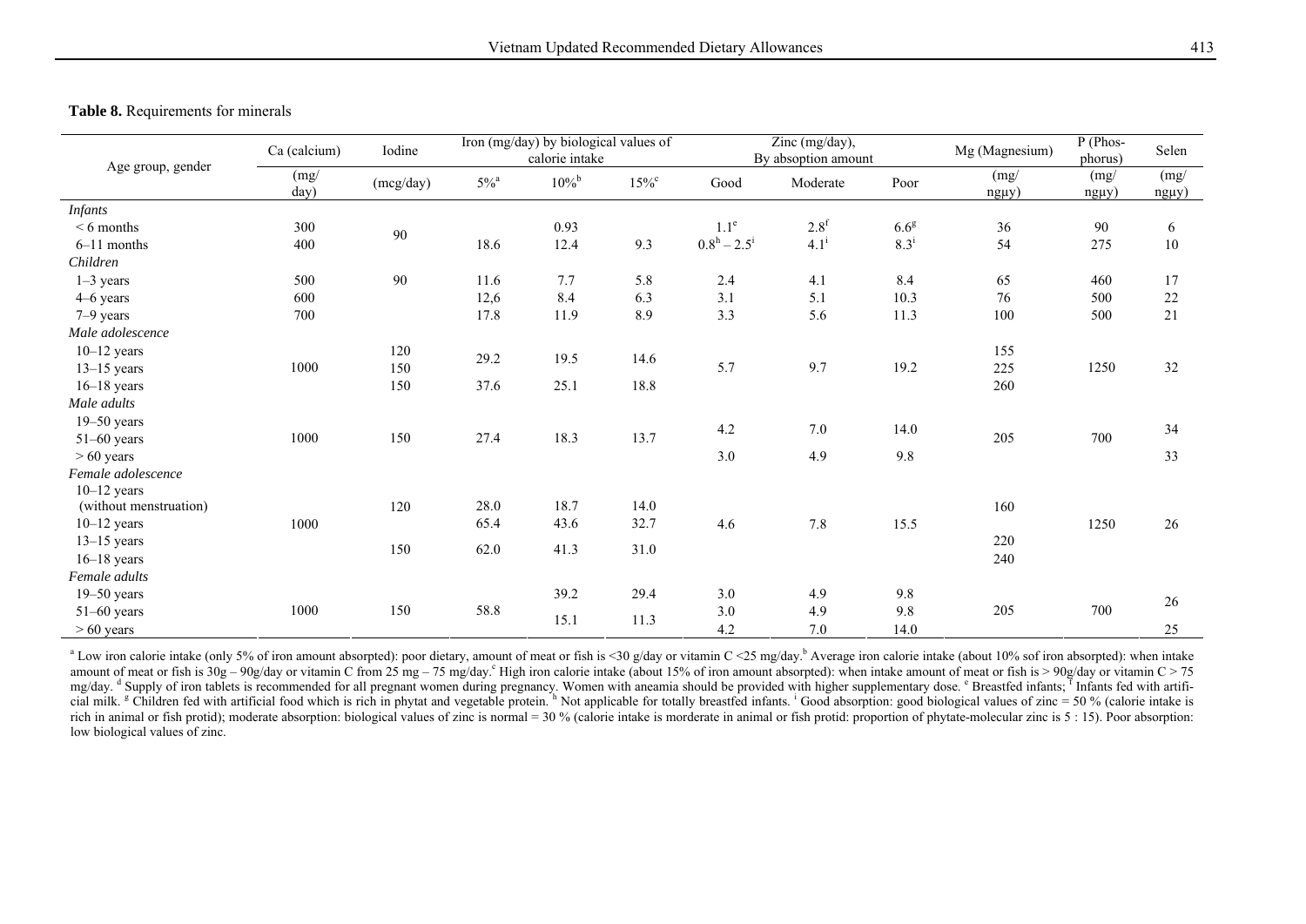**Table 8.** Requirements for minerals

| Age group, gender | Ca (calcium) | Iodine | Iron (mg/day) by biological values of calorie intake | | | Zinc (mg/day), By absoption amount | | | Mg (Magnesium) | P (Phos-phorus) | Selen |
|---|---|---|---|---|---|---|---|---|---|---|---|
| | (mg/day) | (mcg/day) | 5%[a] | 10%[b] | 15%[c] | Good | Moderate | Poor | (mg/ngµy) | (mg/ngµy) | (mg/ngµy) |
| *Infants* | | | | | | | | | | | |
| < 6 months | 300 | 90 | | 0.93 | | 1.1[e] | 2.8[f] | 6.6[g] | 36 | 90 | 6 |
| 6–11 months | 400 | | 18.6 | 12.4 | 9.3 | 0.8[h] – 2.5[i] | 4.1[i] | 8.3[i] | 54 | 275 | 10 |
| *Children* | | | | | | | | | | | |
| 1–3 years | 500 | 90 | 11.6 | 7.7 | 5.8 | 2.4 | 4.1 | 8.4 | 65 | 460 | 17 |
| 4–6 years | 600 | | 12,6 | 8.4 | 6.3 | 3.1 | 5.1 | 10.3 | 76 | 500 | 22 |
| 7–9 years | 700 | | 17.8 | 11.9 | 8.9 | 3.3 | 5.6 | 11.3 | 100 | 500 | 21 |
| *Male adolescence* | | | | | | | | | | | |
| 10–12 years | | 120 | 29.2 | 19.5 | 14.6 | | | | 155 | | |
| 13–15 years | 1000 | 150 | | | | 5.7 | 9.7 | 19.2 | 225 | 1250 | 32 |
| 16–18 years | | 150 | 37.6 | 25.1 | 18.8 | | | | 260 | | |
| *Male adults* | | | | | | | | | | | |
| 19–50 years | | | | | | 4.2 | 7.0 | 14.0 | | | 34 |
| 51–60 years | 1000 | 150 | 27.4 | 18.3 | 13.7 | | | | 205 | 700 | |
| > 60 years | | | | | | 3.0 | 4.9 | 9.8 | | | 33 |
| *Female adolescence* | | | | | | | | | | | |
| 10–12 years (without menstruation) | | 120 | 28.0 | 18.7 | 14.0 | | | | 160 | | |
| 10–12 years | 1000 | | 65.4 | 43.6 | 32.7 | 4.6 | 7.8 | 15.5 | | 1250 | 26 |
| 13–15 years | | 150 | 62.0 | 41.3 | 31.0 | | | | 220 | | |
| 16–18 years | | | | | | | | | 240 | | |
| *Female adults* | | | | | | | | | | | |
| 19–50 years | | | | 39.2 | 29.4 | 3.0 | 4.9 | 9.8 | | | 26 |
| 51–60 years | 1000 | 150 | 58.8 | 15.1 | 11.3 | 3.0 | 4.9 | 9.8 | 205 | 700 | |
| > 60 years | | | | | | 4.2 | 7.0 | 14.0 | | | 25 |

[a] Low iron calorie intake (only 5% of iron amount absorpted): poor dietary, amount of meat or fish is <30 g/day or vitamin C <25 mg/day.[b] Average iron calorie intake (about 10% sof iron absorpted): when intake amount of meat or fish is 30g – 90g/day or vitamin C from 25 mg – 75 mg/day.[c] High iron calorie intake (about 15% of iron amount absorpted): when intake amount of meat or fish is > 90g/day or vitamin C > 75 mg/day. [d] Supply of iron tablets is recommended for all pregnant women during pregnancy. Women with aneamia should be provided with higher supplementary dose. [e] Breastfed infants; [f] Infants fed with artificial milk. [g] Children fed with artificial food which is rich in phytat and vegetable protein. [h] Not applicable for totally breastfed infants. [i] Good absorption: good biological values of zinc = 50 % (calorie intake is rich in animal or fish protid); moderate absorption: biological values of zinc is normal = 30 % (calorie intake is morderate in animal or fish protid: proportion of phytate-molecular zinc is 5 : 15). Poor absorption: low biological values of zinc.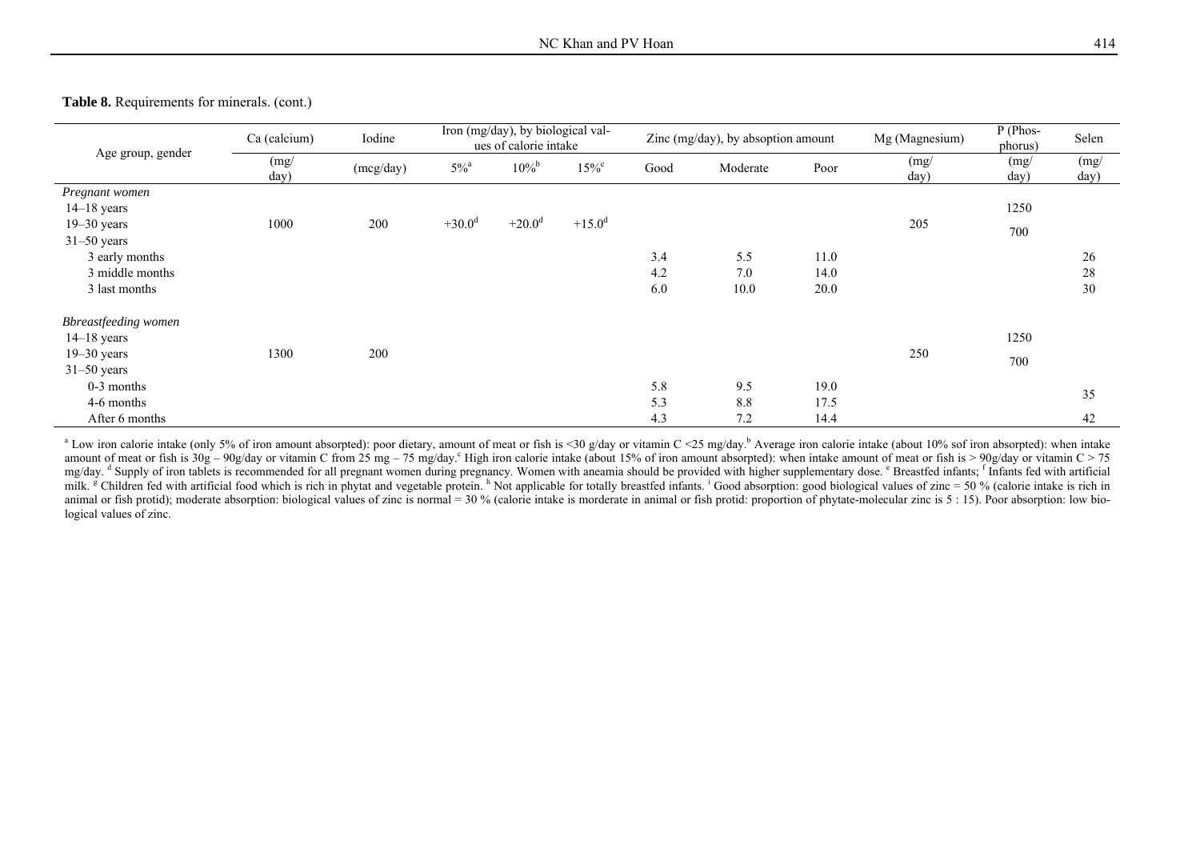**Table 8.** Requirements for minerals. (cont.)

| Age group, gender | Ca (calcium) | Iodine | Iron (mg/day), by biological values of calorie intake | | | Zinc (mg/day), by absoption amount | | | Mg (Magnesium) | P (Phosphorus) | Selen |
|---|---|---|---|---|---|---|---|---|---|---|---|
| | (mg/day) | (mcg/day) | 5%[a] | 10%[b] | 15%[c] | Good | Moderate | Poor | (mg/day) | (mg/day) | (mg/day) |
| *Pregnant women* | | | | | | | | | | | |
| 14–18 years | | | | | | | | | | 1250 | |
| 19–30 years | 1000 | 200 | +30.0[d] | +20.0[d] | +15.0[d] | | | | 205 | 700 | |
| 31–50 years | | | | | | | | | | | |
| 3 early months | | | | | | 3.4 | 5.5 | 11.0 | | | 26 |
| 3 middle months | | | | | | 4.2 | 7.0 | 14.0 | | | 28 |
| 3 last months | | | | | | 6.0 | 10.0 | 20.0 | | | 30 |
| *Bbreastfeeding women* | | | | | | | | | | | |
| 14–18 years | | | | | | | | | | 1250 | |
| 19–30 years | 1300 | 200 | | | | | | | 250 | 700 | |
| 31–50 years | | | | | | | | | | | |
| 0-3 months | | | | | | 5.8 | 9.5 | 19.0 | | | 35 |
| 4-6 months | | | | | | 5.3 | 8.8 | 17.5 | | | |
| After 6 months | | | | | | 4.3 | 7.2 | 14.4 | | | 42 |

[a] Low iron calorie intake (only 5% of iron amount absorpted): poor dietary, amount of meat or fish is <30 g/day or vitamin C <25 mg/day.[b] Average iron calorie intake (about 10% sof iron absorpted): when intake amount of meat or fish is 30g – 90g/day or vitamin C from 25 mg – 75 mg/day.[c] High iron calorie intake (about 15% of iron amount absorpted): when intake amount of meat or fish is > 90g/day or vitamin C > 75 mg/day. [d] Supply of iron tablets is recommended for all pregnant women during pregnancy. Women with aneamia should be provided with higher supplementary dose. [e] Breastfed infants; [f] Infants fed with artificial milk. [g] Children fed with artificial food which is rich in phytat and vegetable protein. [h] Not applicable for totally breastfed infants. [i] Good absorption: good biological values of zinc = 50 % (calorie intake is rich in animal or fish protid); moderate absorption: biological values of zinc is normal = 30 % (calorie intake is morderate in animal or fish protid: proportion of phytate-molecular zinc is 5 : 15). Poor absorption: low biological values of zinc.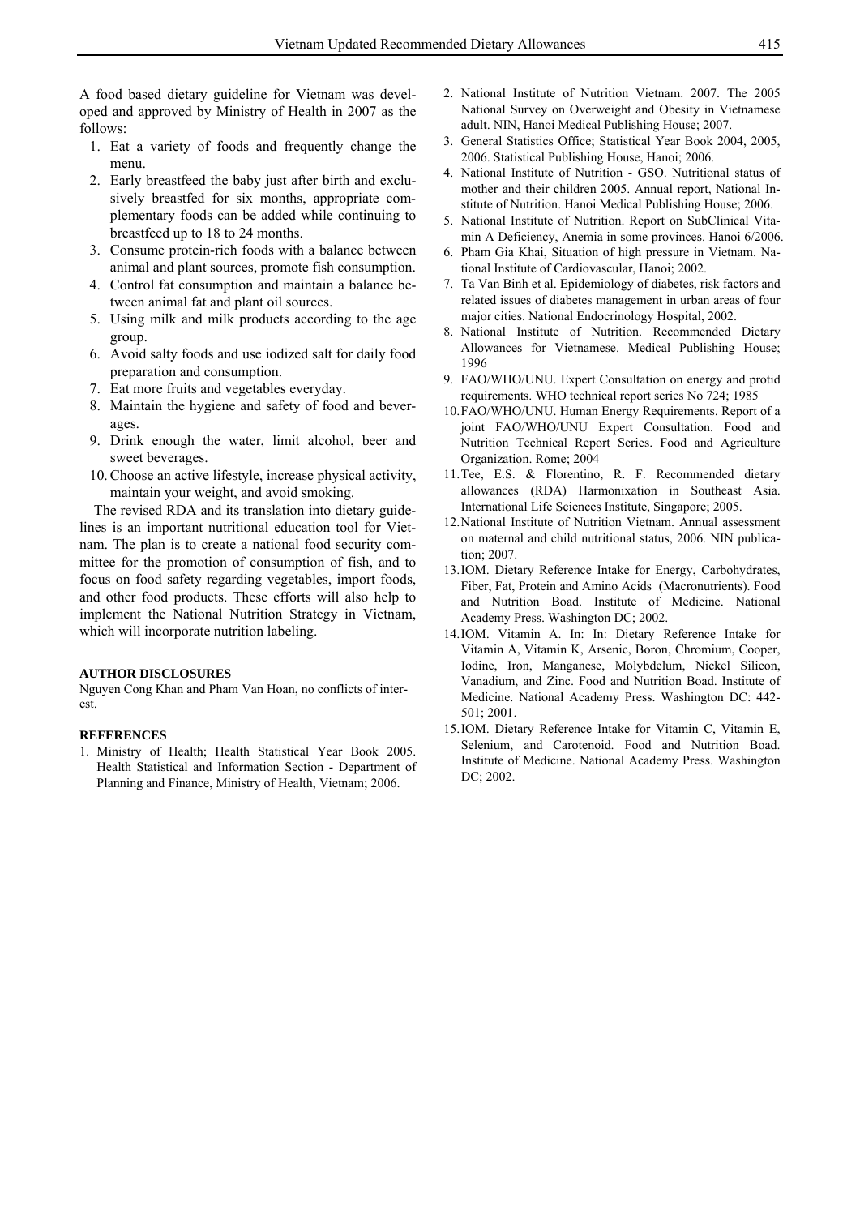A food based dietary guideline for Vietnam was developed and approved by Ministry of Health in 2007 as the follows:

1. Eat a variety of foods and frequently change the menu.
2. Early breastfeed the baby just after birth and exclusively breastfed for six months, appropriate complementary foods can be added while continuing to breastfeed up to 18 to 24 months.
3. Consume protein-rich foods with a balance between animal and plant sources, promote fish consumption.
4. Control fat consumption and maintain a balance between animal fat and plant oil sources.
5. Using milk and milk products according to the age group.
6. Avoid salty foods and use iodized salt for daily food preparation and consumption.
7. Eat more fruits and vegetables everyday.
8. Maintain the hygiene and safety of food and beverages.
9. Drink enough the water, limit alcohol, beer and sweet beverages.
10. Choose an active lifestyle, increase physical activity, maintain your weight, and avoid smoking.

The revised RDA and its translation into dietary guidelines is an important nutritional education tool for Vietnam. The plan is to create a national food security committee for the promotion of consumption of fish, and to focus on food safety regarding vegetables, import foods, and other food products. These efforts will also help to implement the National Nutrition Strategy in Vietnam, which will incorporate nutrition labeling.

#### AUTHOR DISCLOSURES

Nguyen Cong Khan and Pham Van Hoan, no conflicts of interest.

#### REFERENCES

1. Ministry of Health; Health Statistical Year Book 2005. Health Statistical and Information Section - Department of Planning and Finance, Ministry of Health, Vietnam; 2006.
2. National Institute of Nutrition Vietnam. 2007. The 2005 National Survey on Overweight and Obesity in Vietnamese adult. NIN, Hanoi Medical Publishing House; 2007.
3. General Statistics Office; Statistical Year Book 2004, 2005, 2006. Statistical Publishing House, Hanoi; 2006.
4. National Institute of Nutrition - GSO. Nutritional status of mother and their children 2005. Annual report, National Institute of Nutrition. Hanoi Medical Publishing House; 2006.
5. National Institute of Nutrition. Report on SubClinical Vitamin A Deficiency, Anemia in some provinces. Hanoi 6/2006.
6. Pham Gia Khai, Situation of high pressure in Vietnam. National Institute of Cardiovascular, Hanoi; 2002.
7. Ta Van Binh et al. Epidemiology of diabetes, risk factors and related issues of diabetes management in urban areas of four major cities. National Endocrinology Hospital, 2002.
8. National Institute of Nutrition. Recommended Dietary Allowances for Vietnamese. Medical Publishing House; 1996
9. FAO/WHO/UNU. Expert Consultation on energy and protid requirements. WHO technical report series No 724; 1985
10. FAO/WHO/UNU. Human Energy Requirements. Report of a joint FAO/WHO/UNU Expert Consultation. Food and Nutrition Technical Report Series. Food and Agriculture Organization. Rome; 2004
11. Tee, E.S. & Florentino, R. F. Recommended dietary allowances (RDA) Harmonixation in Southeast Asia. International Life Sciences Institute, Singapore; 2005.
12. National Institute of Nutrition Vietnam. Annual assessment on maternal and child nutritional status, 2006. NIN publication; 2007.
13. IOM. Dietary Reference Intake for Energy, Carbohydrates, Fiber, Fat, Protein and Amino Acids (Macronutrients). Food and Nutrition Boad. Institute of Medicine. National Academy Press. Washington DC; 2002.
14. IOM. Vitamin A. In: In: Dietary Reference Intake for Vitamin A, Vitamin K, Arsenic, Boron, Chromium, Cooper, Iodine, Iron, Manganese, Molybdelum, Nickel Silicon, Vanadium, and Zinc. Food and Nutrition Boad. Institute of Medicine. National Academy Press. Washington DC: 442-501; 2001.
15. IOM. Dietary Reference Intake for Vitamin C, Vitamin E, Selenium, and Carotenoid. Food and Nutrition Boad. Institute of Medicine. National Academy Press. Washington DC; 2002.